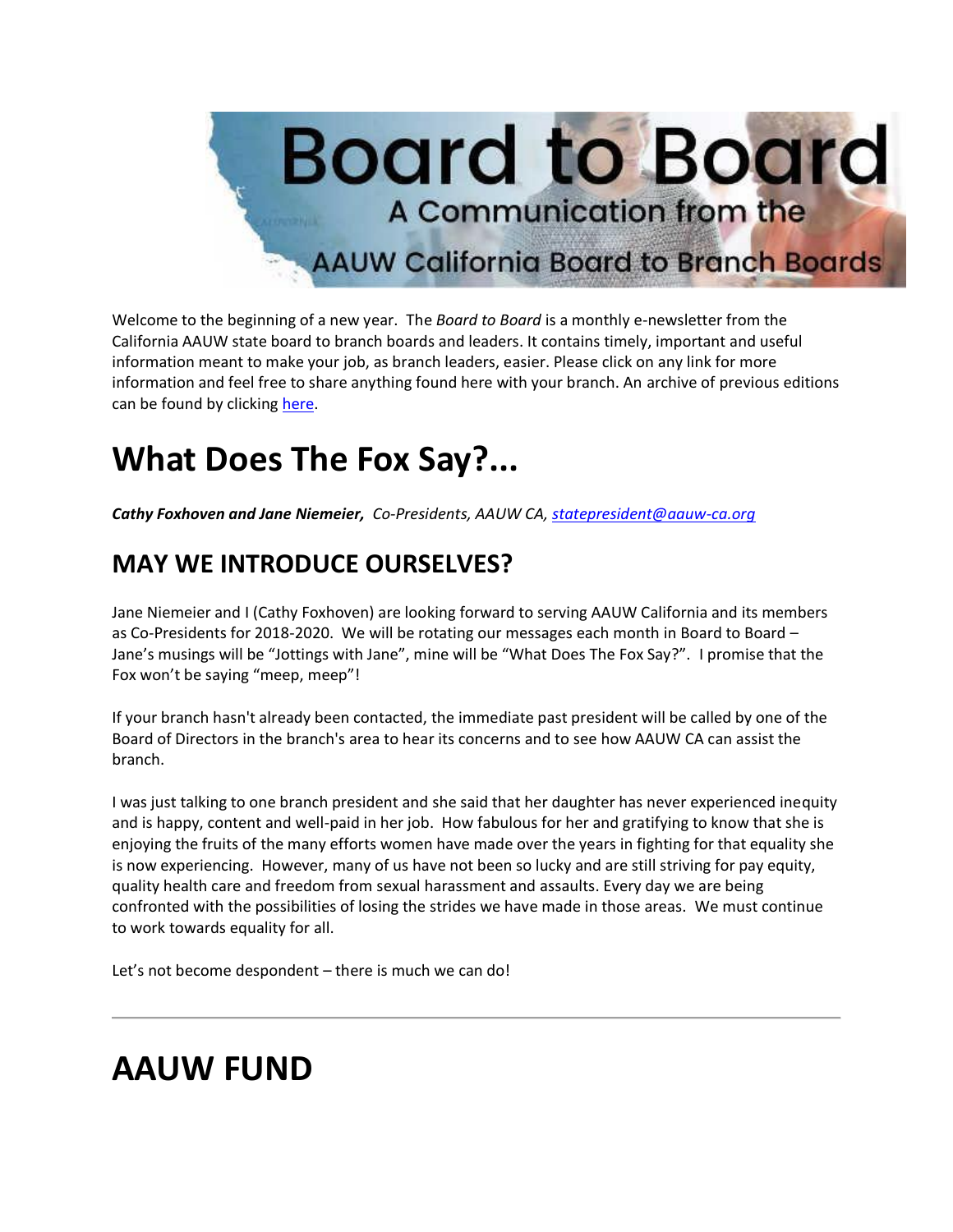# Board to Board

A Communication from the AAUW California Board to Branch Boards

Welcome to the beginning of a new year. The *Board to Board* is a monthly e-newsletter from the California AAUW state board to branch boards and leaders. It contains timely, important and useful information meant to make your job, as branch leaders, easier. Please click on any link for more information and feel free to share anything found here with your branch. An archive of previous editions can be found by clicking [here](here).

# What Does The Fox Say?...

***Cathy Foxhoven and Jane Niemeier,*** *Co-Presidents, AAUW CA, statepresident@aauw-ca.org*

## MAY WE INTRODUCE OURSELVES?

Jane Niemeier and I (Cathy Foxhoven) are looking forward to serving AAUW California and its members as Co-Presidents for 2018-2020. We will be rotating our messages each month in Board to Board – Jane's musings will be "Jottings with Jane", mine will be "What Does The Fox Say?". I promise that the Fox won't be saying "meep, meep"!

If your branch hasn't already been contacted, the immediate past president will be called by one of the Board of Directors in the branch's area to hear its concerns and to see how AAUW CA can assist the branch.

I was just talking to one branch president and she said that her daughter has never experienced inequity and is happy, content and well-paid in her job. How fabulous for her and gratifying to know that she is enjoying the fruits of the many efforts women have made over the years in fighting for that equality she is now experiencing. However, many of us have not been so lucky and are still striving for pay equity, quality health care and freedom from sexual harassment and assaults. Every day we are being confronted with the possibilities of losing the strides we have made in those areas. We must continue to work towards equality for all.

Let's not become despondent – there is much we can do!

---

# AAUW FUND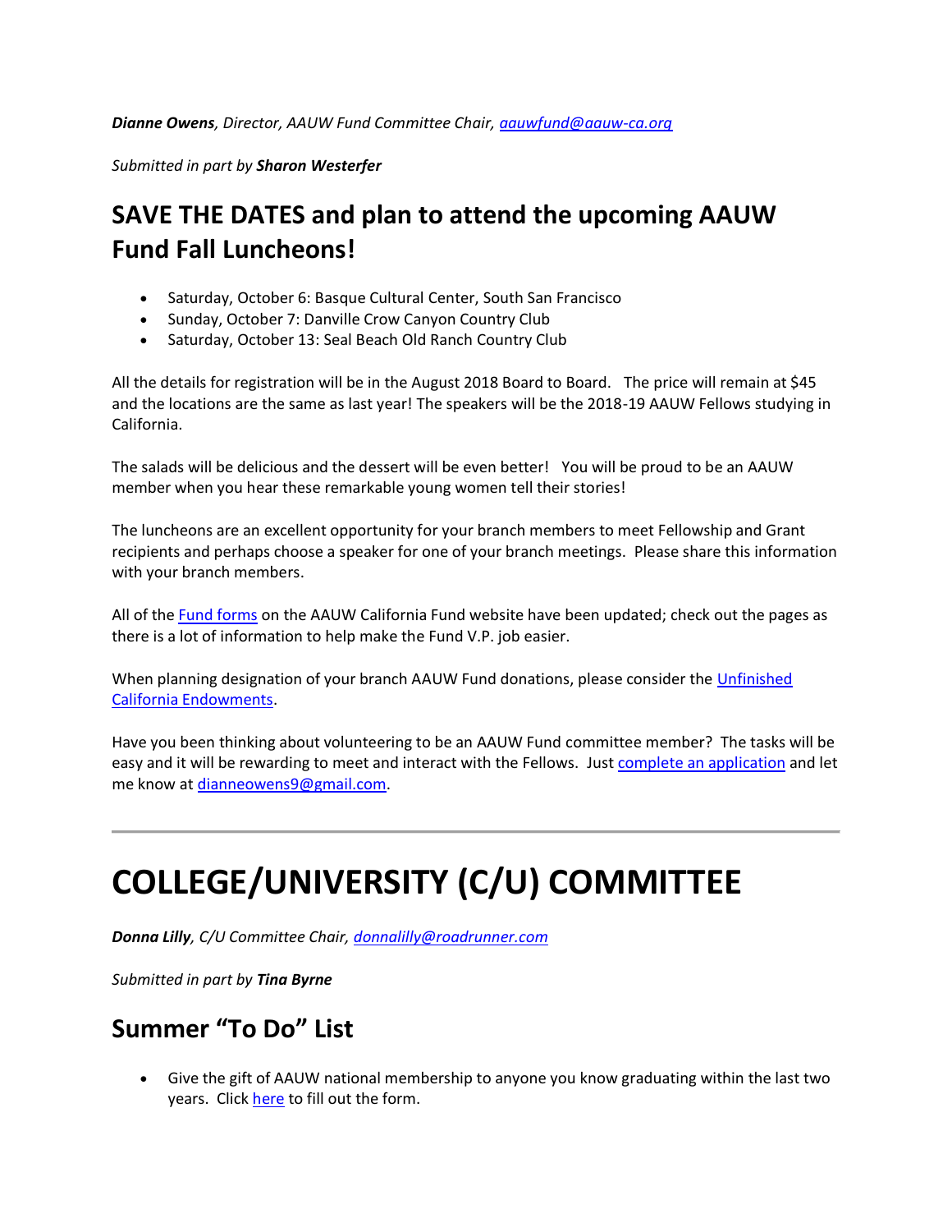***Dianne Owens**, Director, AAUW Fund Committee Chair, [aauwfund@aauw-ca.org](mailto:aauwfund@aauw-ca.org)*

*Submitted in part by **Sharon Westerfer***

## SAVE THE DATES and plan to attend the upcoming AAUW Fund Fall Luncheons!

- Saturday, October 6: Basque Cultural Center, South San Francisco
- Sunday, October 7: Danville Crow Canyon Country Club
- Saturday, October 13: Seal Beach Old Ranch Country Club

All the details for registration will be in the August 2018 Board to Board. The price will remain at $45 and the locations are the same as last year! The speakers will be the 2018-19 AAUW Fellows studying in California.

The salads will be delicious and the dessert will be even better! You will be proud to be an AAUW member when you hear these remarkable young women tell their stories!

The luncheons are an excellent opportunity for your branch members to meet Fellowship and Grant recipients and perhaps choose a speaker for one of your branch meetings. Please share this information with your branch members.

All of the Fund forms on the AAUW California Fund website have been updated; check out the pages as there is a lot of information to help make the Fund V.P. job easier.

When planning designation of your branch AAUW Fund donations, please consider the Unfinished California Endowments.

Have you been thinking about volunteering to be an AAUW Fund committee member? The tasks will be easy and it will be rewarding to meet and interact with the Fellows. Just complete an application and let me know at [dianneowens9@gmail.com](mailto:dianneowens9@gmail.com).

---

# COLLEGE/UNIVERSITY (C/U) COMMITTEE

***Donna Lilly**, C/U Committee Chair, [donnalilly@roadrunner.com](mailto:donnalilly@roadrunner.com)*

*Submitted in part by **Tina Byrne***

## Summer "To Do" List

- Give the gift of AAUW national membership to anyone you know graduating within the last two years. Click here to fill out the form.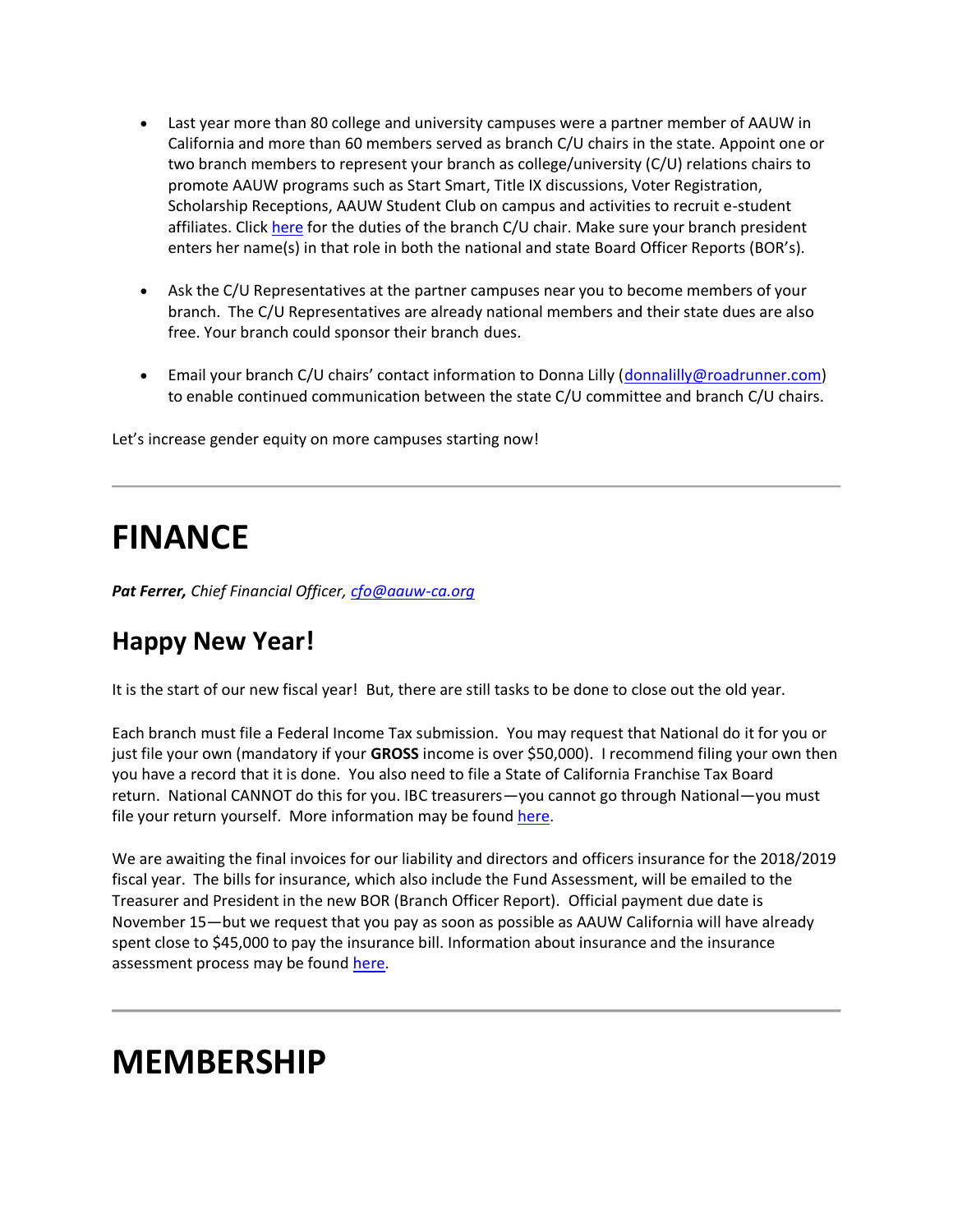- Last year more than 80 college and university campuses were a partner member of AAUW in California and more than 60 members served as branch C/U chairs in the state. Appoint one or two branch members to represent your branch as college/university (C/U) relations chairs to promote AAUW programs such as Start Smart, Title IX discussions, Voter Registration, Scholarship Receptions, AAUW Student Club on campus and activities to recruit e-student affiliates. Click [here]() for the duties of the branch C/U chair. Make sure your branch president enters her name(s) in that role in both the national and state Board Officer Reports (BOR's).

- Ask the C/U Representatives at the partner campuses near you to become members of your branch. The C/U Representatives are already national members and their state dues are also free. Your branch could sponsor their branch dues.

- Email your branch C/U chairs' contact information to Donna Lilly (donnalilly@roadrunner.com) to enable continued communication between the state C/U committee and branch C/U chairs.

Let's increase gender equity on more campuses starting now!

---

# FINANCE

***Pat Ferrer,*** *Chief Financial Officer, cfo@aauw-ca.org*

## Happy New Year!

It is the start of our new fiscal year! But, there are still tasks to be done to close out the old year.

Each branch must file a Federal Income Tax submission. You may request that National do it for you or just file your own (mandatory if your **GROSS** income is over $50,000). I recommend filing your own then you have a record that it is done. You also need to file a State of California Franchise Tax Board return. National CANNOT do this for you. IBC treasurers—you cannot go through National—you must file your return yourself. More information may be found [here]().

We are awaiting the final invoices for our liability and directors and officers insurance for the 2018/2019 fiscal year. The bills for insurance, which also include the Fund Assessment, will be emailed to the Treasurer and President in the new BOR (Branch Officer Report). Official payment due date is November 15—but we request that you pay as soon as possible as AAUW California will have already spent close to $45,000 to pay the insurance bill. Information about insurance and the insurance assessment process may be found [here]().

---

# MEMBERSHIP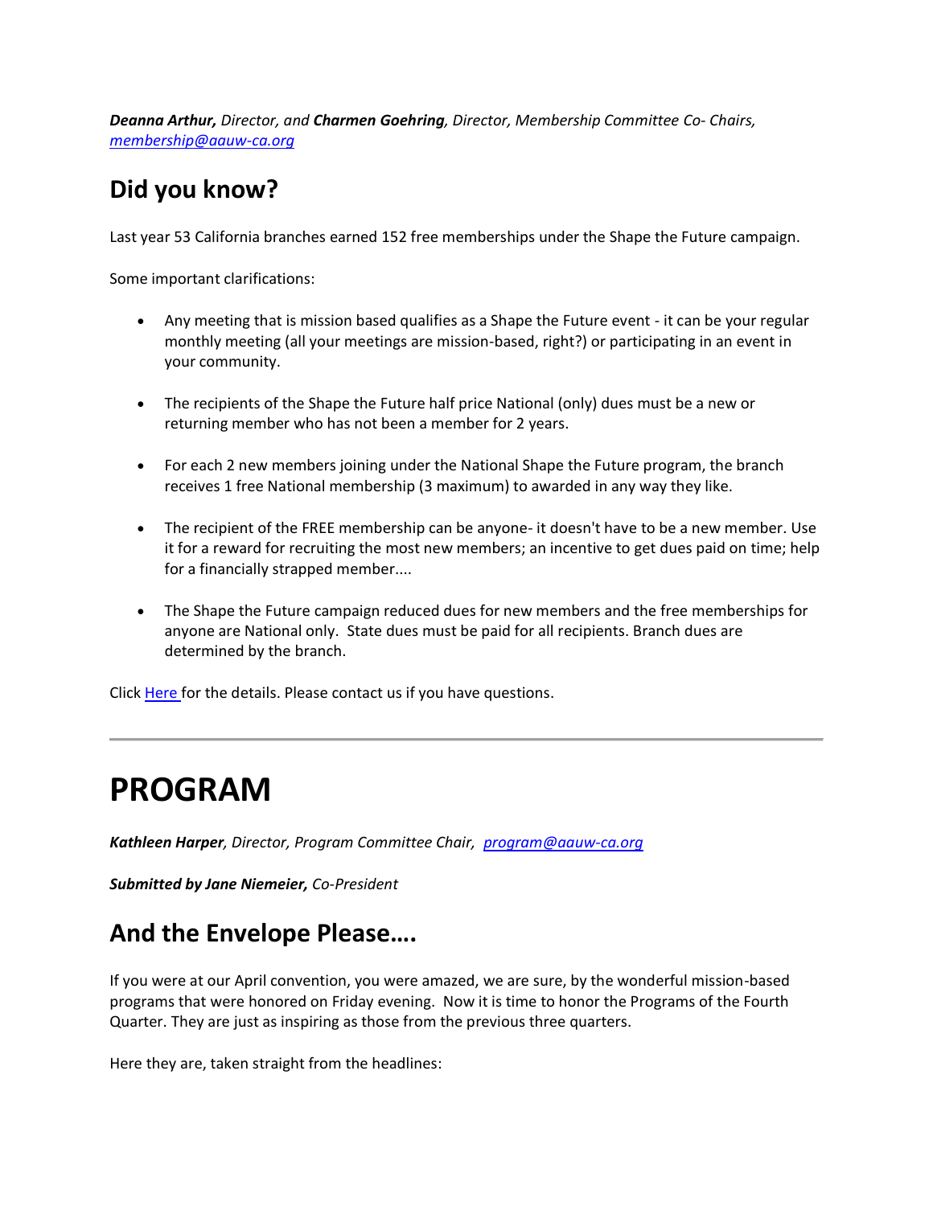***Deanna Arthur,*** *Director, and* ***Charmen Goehring****, Director, Membership Committee Co- Chairs,* *[membership@aauw-ca.org](mailto:membership@aauw-ca.org)*

## Did you know?

Last year 53 California branches earned 152 free memberships under the Shape the Future campaign.

Some important clarifications:

- Any meeting that is mission based qualifies as a Shape the Future event - it can be your regular monthly meeting (all your meetings are mission-based, right?) or participating in an event in your community.
- The recipients of the Shape the Future half price National (only) dues must be a new or returning member who has not been a member for 2 years.
- For each 2 new members joining under the National Shape the Future program, the branch receives 1 free National membership (3 maximum) to awarded in any way they like.
- The recipient of the FREE membership can be anyone- it doesn't have to be a new member. Use it for a reward for recruiting the most new members; an incentive to get dues paid on time; help for a financially strapped member....
- The Shape the Future campaign reduced dues for new members and the free memberships for anyone are National only. State dues must be paid for all recipients. Branch dues are determined by the branch.

Click Here for the details. Please contact us if you have questions.

---

# PROGRAM

***Kathleen Harper****, Director, Program Committee Chair,* *[program@aauw-ca.org](mailto:program@aauw-ca.org)*

***Submitted by Jane Niemeier,*** *Co-President*

## And the Envelope Please….

If you were at our April convention, you were amazed, we are sure, by the wonderful mission-based programs that were honored on Friday evening. Now it is time to honor the Programs of the Fourth Quarter. They are just as inspiring as those from the previous three quarters.

Here they are, taken straight from the headlines: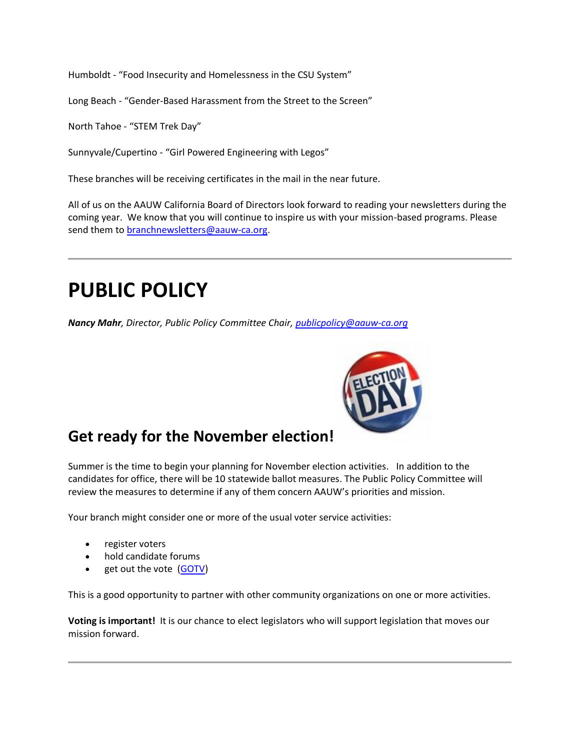Humboldt - “Food Insecurity and Homelessness in the CSU System”

Long Beach - “Gender-Based Harassment from the Street to the Screen”

North Tahoe - “STEM Trek Day”

Sunnyvale/Cupertino - “Girl Powered Engineering with Legos”

These branches will be receiving certificates in the mail in the near future.

All of us on the AAUW California Board of Directors look forward to reading your newsletters during the coming year. We know that you will continue to inspire us with your mission-based programs. Please send them to branchnewsletters@aauw-ca.org.

---

# PUBLIC POLICY

***Nancy Mahr**, Director, Public Policy Committee Chair, publicpolicy@aauw-ca.org*

## Get ready for the November election!

Summer is the time to begin your planning for November election activities. In addition to the candidates for office, there will be 10 statewide ballot measures. The Public Policy Committee will review the measures to determine if any of them concern AAUW’s priorities and mission.

Your branch might consider one or more of the usual voter service activities:

- register voters
- hold candidate forums
- get out the vote (GOTV)

This is a good opportunity to partner with other community organizations on one or more activities.

**Voting is important!** It is our chance to elect legislators who will support legislation that moves our mission forward.

---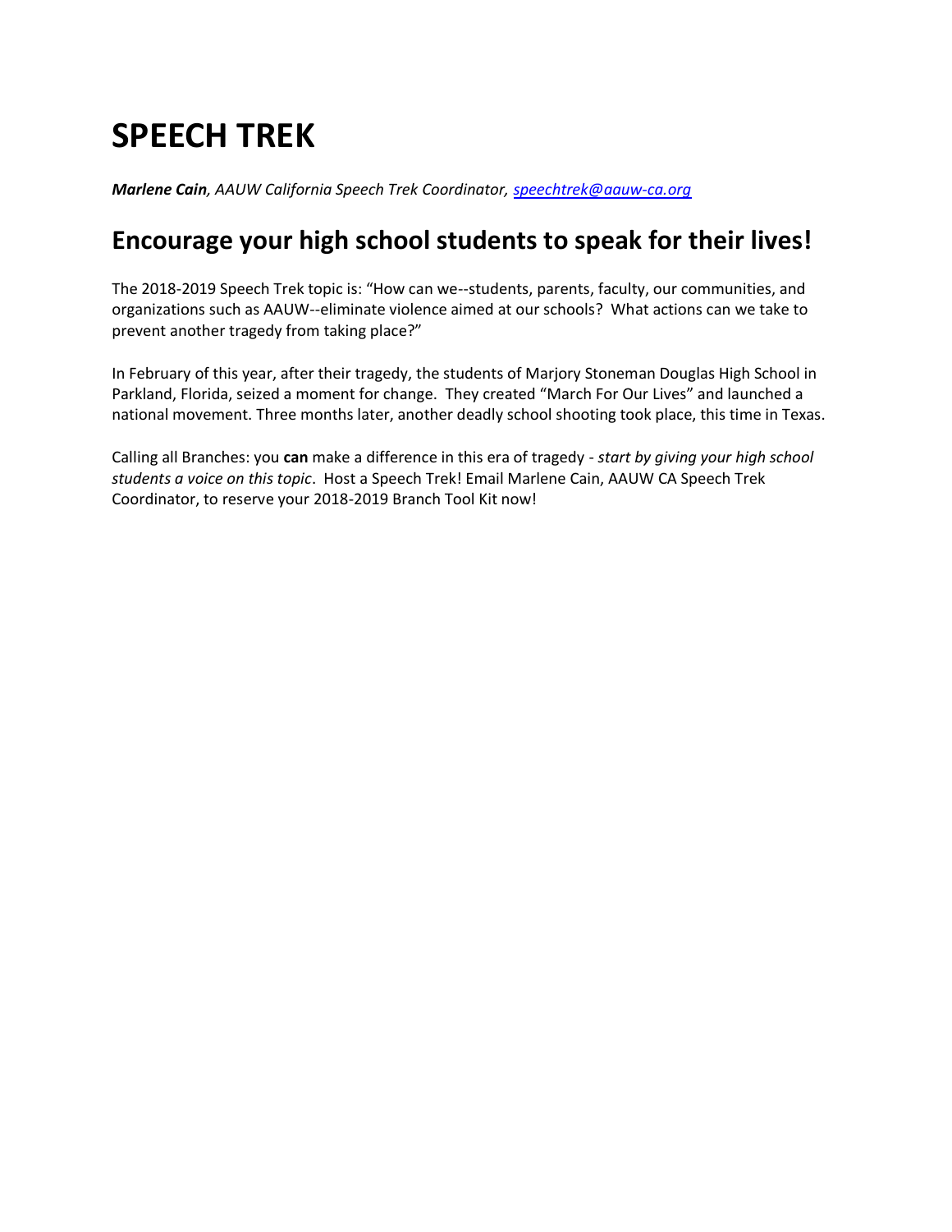# SPEECH TREK

***Marlene Cain**, AAUW California Speech Trek Coordinator, [speechtrek@aauw-ca.org](mailto:speechtrek@aauw-ca.org)*

## Encourage your high school students to speak for their lives!

The 2018-2019 Speech Trek topic is: “How can we--students, parents, faculty, our communities, and organizations such as AAUW--eliminate violence aimed at our schools? What actions can we take to prevent another tragedy from taking place?”

In February of this year, after their tragedy, the students of Marjory Stoneman Douglas High School in Parkland, Florida, seized a moment for change. They created “March For Our Lives” and launched a national movement. Three months later, another deadly school shooting took place, this time in Texas.

Calling all Branches: you **can** make a difference in this era of tragedy - *start by giving your high school students a voice on this topic*. Host a Speech Trek! Email Marlene Cain, AAUW CA Speech Trek Coordinator, to reserve your 2018-2019 Branch Tool Kit now!